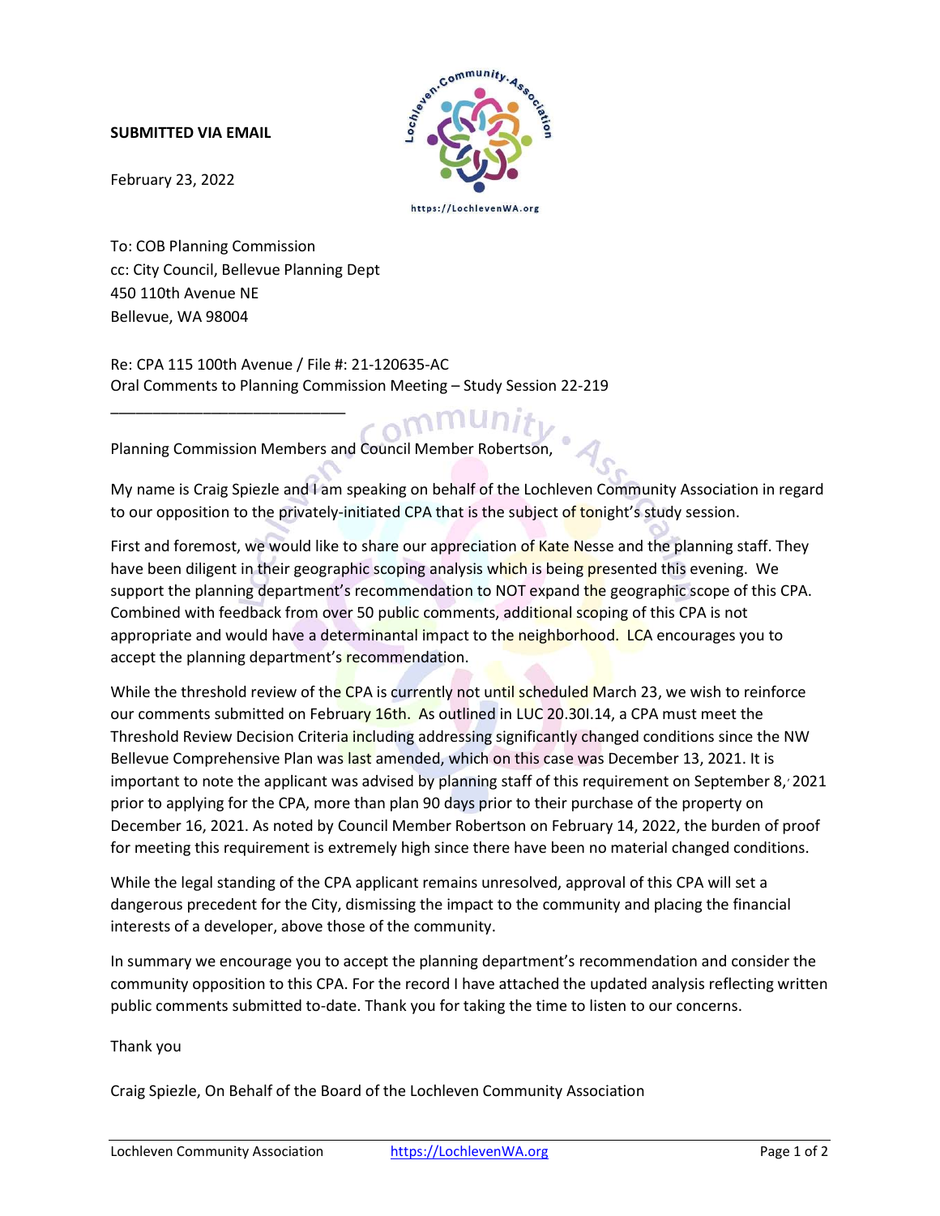**SUBMITTED VIA EMAIL**

February 23, 2022

To: COB Planning Commission
cc: City Council, Bellevue Planning Dept
450 110th Avenue NE
Bellevue, WA 98004

Re: CPA 115 100th Avenue / File #: 21-120635-AC
Oral Comments to Planning Commission Meeting – Study Session 22-219

---

Planning Commission Members and Council Member Robertson,

My name is Craig Spiezle and I am speaking on behalf of the Lochleven Community Association in regard to our opposition to the privately-initiated CPA that is the subject of tonight's study session.

First and foremost, we would like to share our appreciation of Kate Nesse and the planning staff. They have been diligent in their geographic scoping analysis which is being presented this evening. We support the planning department's recommendation to NOT expand the geographic scope of this CPA. Combined with feedback from over 50 public comments, additional scoping of this CPA is not appropriate and would have a determinantal impact to the neighborhood. LCA encourages you to accept the planning department's recommendation.

While the threshold review of the CPA is currently not until scheduled March 23, we wish to reinforce our comments submitted on February 16th. As outlined in LUC 20.30I.14, a CPA must meet the Threshold Review Decision Criteria including addressing significantly changed conditions since the NW Bellevue Comprehensive Plan was last amended, which on this case was December 13, 2021. It is important to note the applicant was advised by planning staff of this requirement on September 8, 2021 prior to applying for the CPA, more than plan 90 days prior to their purchase of the property on December 16, 2021. As noted by Council Member Robertson on February 14, 2022, the burden of proof for meeting this requirement is extremely high since there have been no material changed conditions.

While the legal standing of the CPA applicant remains unresolved, approval of this CPA will set a dangerous precedent for the City, dismissing the impact to the community and placing the financial interests of a developer, above those of the community.

In summary we encourage you to accept the planning department's recommendation and consider the community opposition to this CPA. For the record I have attached the updated analysis reflecting written public comments submitted to-date. Thank you for taking the time to listen to our concerns.

Thank you

Craig Spiezle, On Behalf of the Board of the Lochleven Community Association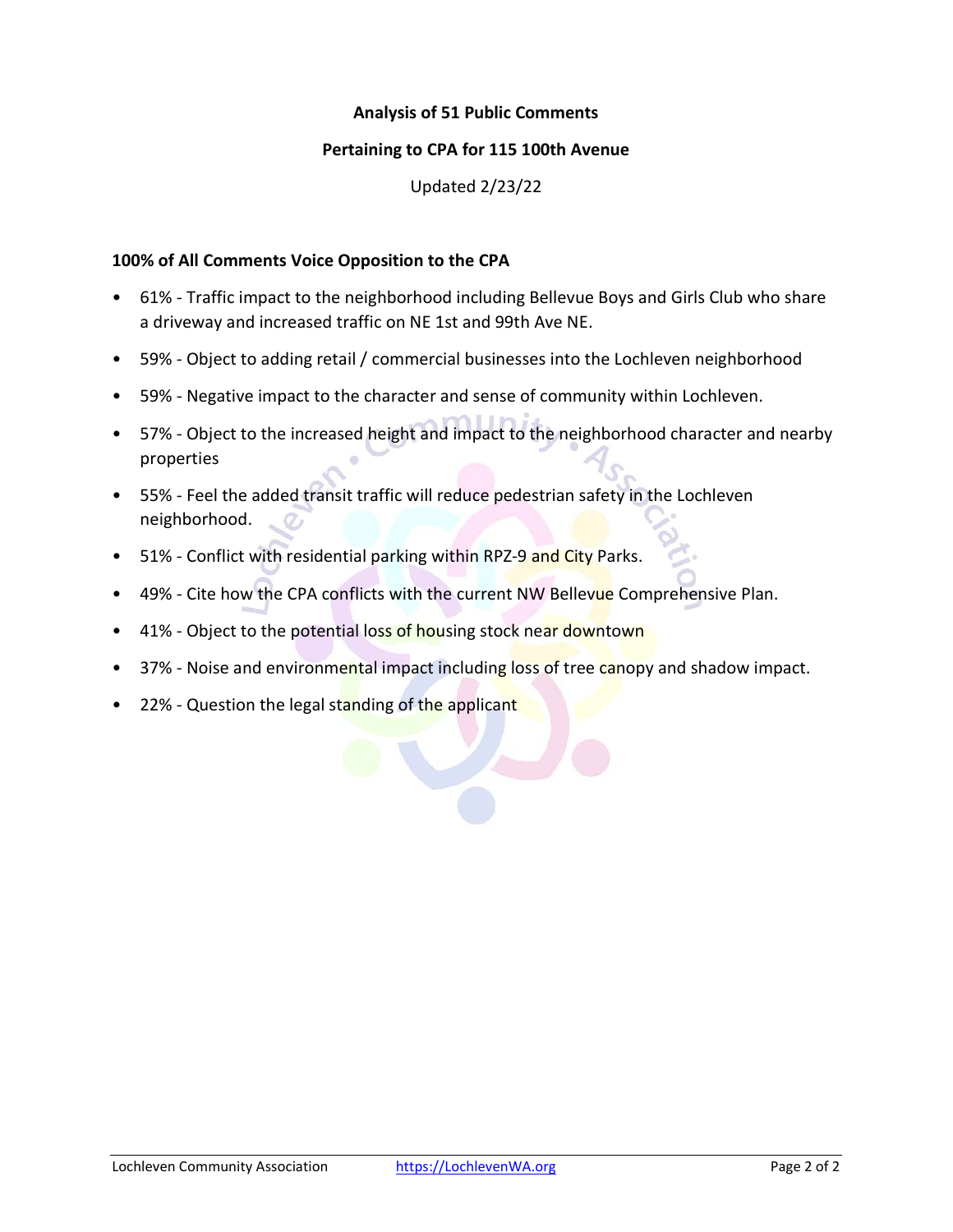**Analysis of 51 Public Comments**

**Pertaining to CPA for 115 100th Avenue**

Updated 2/23/22

**100% of All Comments Voice Opposition to the CPA**

- 61% - Traffic impact to the neighborhood including Bellevue Boys and Girls Club who share a driveway and increased traffic on NE 1st and 99th Ave NE.
- 59% - Object to adding retail / commercial businesses into the Lochleven neighborhood
- 59% - Negative impact to the character and sense of community within Lochleven.
- 57% - Object to the increased height and impact to the neighborhood character and nearby properties
- 55% - Feel the added transit traffic will reduce pedestrian safety in the Lochleven neighborhood.
- 51% - Conflict with residential parking within RPZ-9 and City Parks.
- 49% - Cite how the CPA conflicts with the current NW Bellevue Comprehensive Plan.
- 41% - Object to the potential loss of housing stock near downtown
- 37% - Noise and environmental impact including loss of tree canopy and shadow impact.
- 22% - Question the legal standing of the applicant